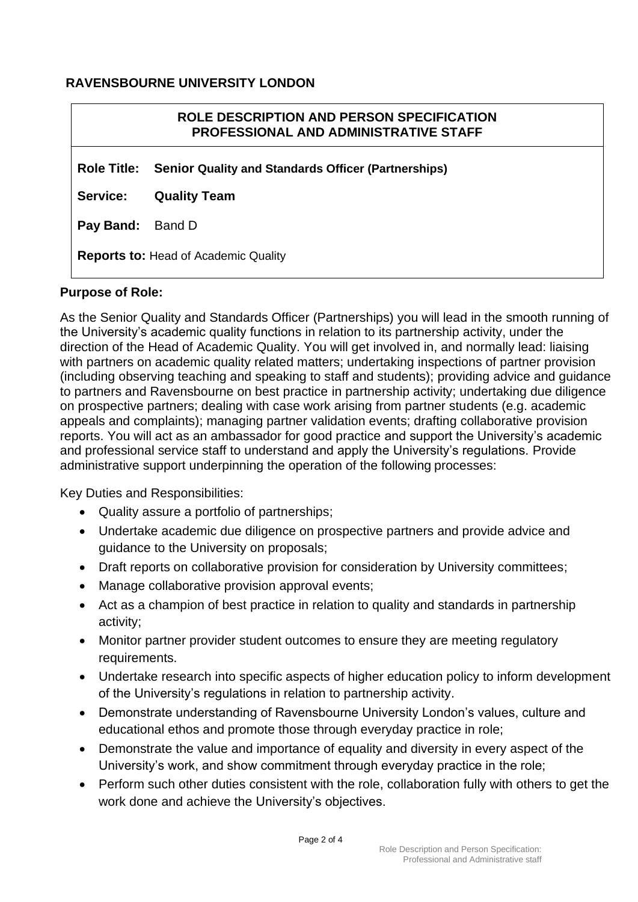**RAVENSBOURNE UNIVERSITY LONDON**

## ROLE DESCRIPTION AND PERSON SPECIFICATION
## PROFESSIONAL AND ADMINISTRATIVE STAFF

**Role Title:** **Senior Quality and Standards Officer (Partnerships)**

**Service:** **Quality Team**

**Pay Band:** Band D

**Reports to:** Head of Academic Quality

**Purpose of Role:**

As the Senior Quality and Standards Officer (Partnerships) you will lead in the smooth running of the University's academic quality functions in relation to its partnership activity, under the direction of the Head of Academic Quality. You will get involved in, and normally lead: liaising with partners on academic quality related matters; undertaking inspections of partner provision (including observing teaching and speaking to staff and students); providing advice and guidance to partners and Ravensbourne on best practice in partnership activity; undertaking due diligence on prospective partners; dealing with case work arising from partner students (e.g. academic appeals and complaints); managing partner validation events; drafting collaborative provision reports. You will act as an ambassador for good practice and support the University's academic and professional service staff to understand and apply the University's regulations. Provide administrative support underpinning the operation of the following processes:

Key Duties and Responsibilities:

- Quality assure a portfolio of partnerships;
- Undertake academic due diligence on prospective partners and provide advice and guidance to the University on proposals;
- Draft reports on collaborative provision for consideration by University committees;
- Manage collaborative provision approval events;
- Act as a champion of best practice in relation to quality and standards in partnership activity;
- Monitor partner provider student outcomes to ensure they are meeting regulatory requirements.
- Undertake research into specific aspects of higher education policy to inform development of the University's regulations in relation to partnership activity.
- Demonstrate understanding of Ravensbourne University London's values, culture and educational ethos and promote those through everyday practice in role;
- Demonstrate the value and importance of equality and diversity in every aspect of the University's work, and show commitment through everyday practice in the role;
- Perform such other duties consistent with the role, collaboration fully with others to get the work done and achieve the University's objectives.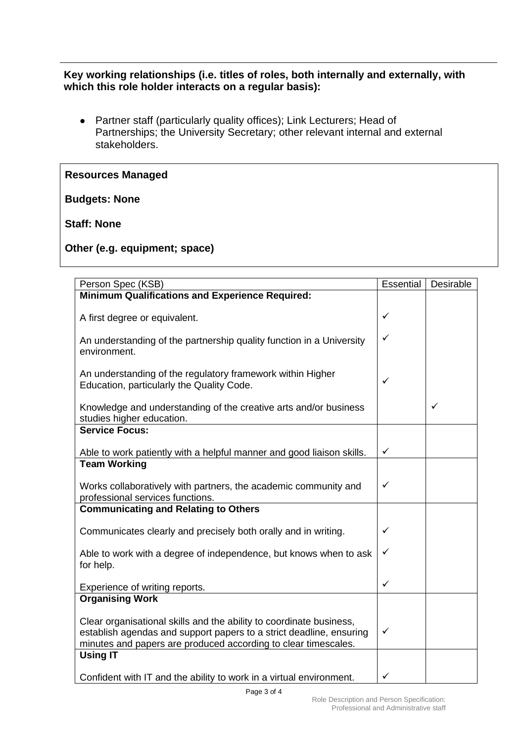**Key working relationships (i.e. titles of roles, both internally and externally, with which this role holder interacts on a regular basis):**

- Partner staff (particularly quality offices); Link Lecturers; Head of Partnerships; the University Secretary; other relevant internal and external stakeholders.

**Resources Managed**

**Budgets: None**

**Staff: None**

**Other (e.g. equipment; space)**

| Person Spec (KSB) | Essential | Desirable |
|---|---|---|
| **Minimum Qualifications and Experience Required:** | | |
| A first degree or equivalent. | ✓ | |
| An understanding of the partnership quality function in a University environment. | ✓ | |
| An understanding of the regulatory framework within Higher Education, particularly the Quality Code. | ✓ | |
| Knowledge and understanding of the creative arts and/or business studies higher education. | | ✓ |
| **Service Focus:** | | |
| Able to work patiently with a helpful manner and good liaison skills. | ✓ | |
| **Team Working** | | |
| Works collaboratively with partners, the academic community and professional services functions. | ✓ | |
| **Communicating and Relating to Others** | | |
| Communicates clearly and precisely both orally and in writing. | ✓ | |
| Able to work with a degree of independence, but knows when to ask for help. | ✓ | |
| Experience of writing reports. | ✓ | |
| **Organising Work** | | |
| Clear organisational skills and the ability to coordinate business, establish agendas and support papers to a strict deadline, ensuring minutes and papers are produced according to clear timescales. | ✓ | |
| **Using IT** | | |
| Confident with IT and the ability to work in a virtual environment. | ✓ | |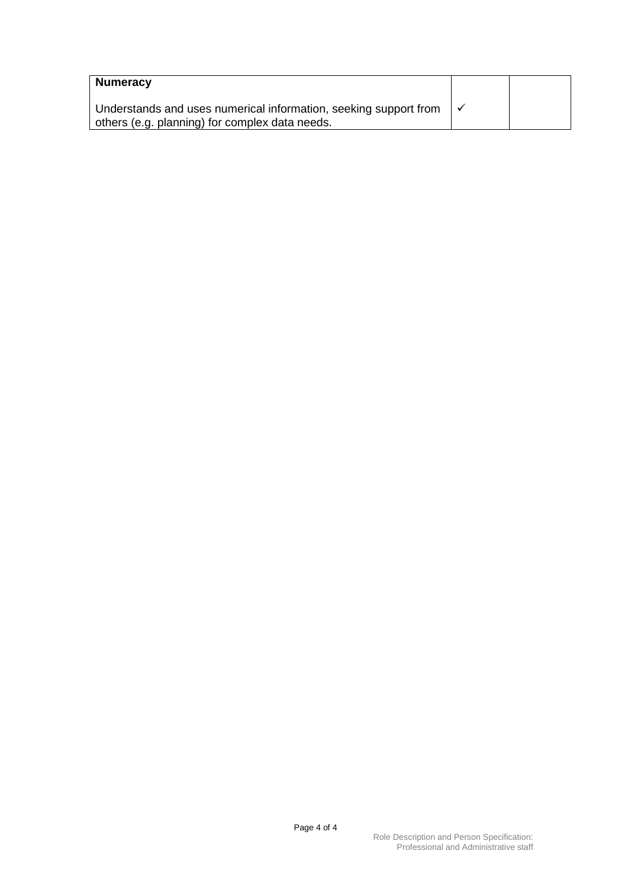| | | |
|---|---|---|
| **Numeracy**<br><br>Understands and uses numerical information, seeking support from others (e.g. planning) for complex data needs. | ✓ | |